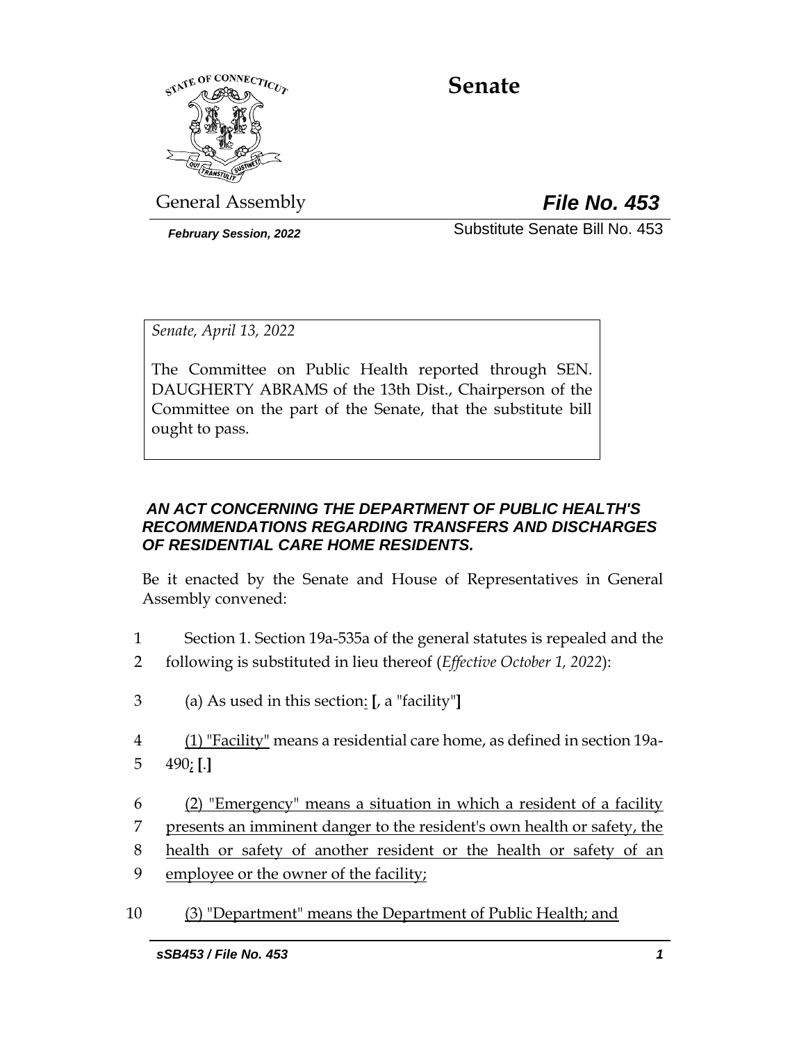# Senate

General Assembly

***File No. 453***

***February Session, 2022***

Substitute Senate Bill No. 453

*Senate, April 13, 2022*

The Committee on Public Health reported through SEN. DAUGHERTY ABRAMS of the 13th Dist., Chairperson of the Committee on the part of the Senate, that the substitute bill ought to pass.

***AN ACT CONCERNING THE DEPARTMENT OF PUBLIC HEALTH'S RECOMMENDATIONS REGARDING TRANSFERS AND DISCHARGES OF RESIDENTIAL CARE HOME RESIDENTS.***

Be it enacted by the Senate and House of Representatives in General Assembly convened:

1 Section 1. Section 19a-535a of the general statutes is repealed and the
2 following is substituted in lieu thereof (*Effective October 1, 2022*):

3 (a) As used in this section<u>:</u> **[**, a "facility"**]**

4 <u>(1) "Facility"</u> means a residential care home, as defined in section 19a-
5 490<u>;</u> **[**.**]**

6 <u>(2) "Emergency" means a situation in which a resident of a facility</u>
7 <u>presents an imminent danger to the resident's own health or safety, the</u>
8 <u>health or safety of another resident or the health or safety of an</u>
9 <u>employee or the owner of the facility;</u>

10 <u>(3) "Department" means the Department of Public Health; and</u>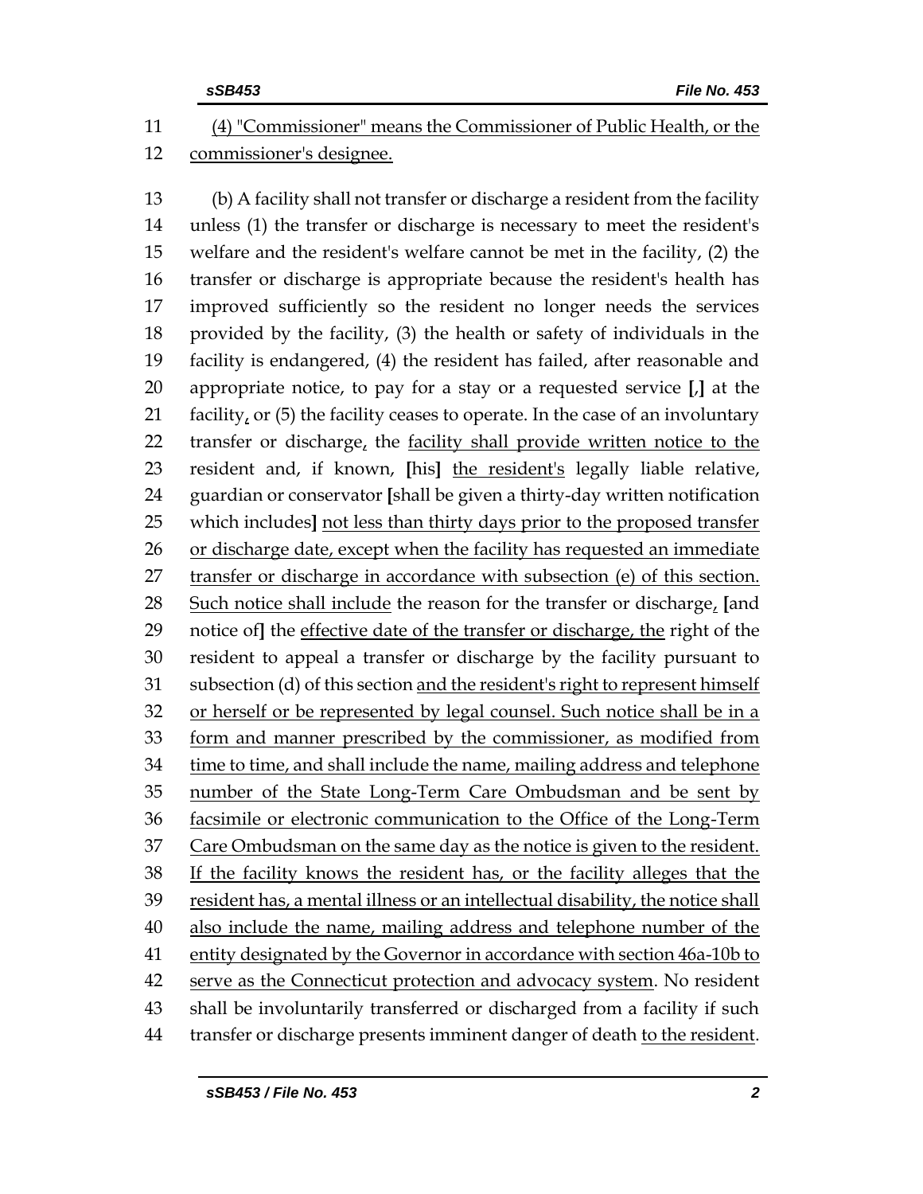(4) "Commissioner" means the Commissioner of Public Health, or the commissioner's designee.

(b) A facility shall not transfer or discharge a resident from the facility unless (1) the transfer or discharge is necessary to meet the resident's welfare and the resident's welfare cannot be met in the facility, (2) the transfer or discharge is appropriate because the resident's health has improved sufficiently so the resident no longer needs the services provided by the facility, (3) the health or safety of individuals in the facility is endangered, (4) the resident has failed, after reasonable and appropriate notice, to pay for a stay or a requested service [,] at the facility, or (5) the facility ceases to operate. In the case of an involuntary transfer or discharge, the facility shall provide written notice to the resident and, if known, [his] the resident's legally liable relative, guardian or conservator [shall be given a thirty-day written notification which includes] not less than thirty days prior to the proposed transfer or discharge date, except when the facility has requested an immediate transfer or discharge in accordance with subsection (e) of this section. Such notice shall include the reason for the transfer or discharge, [and notice of] the effective date of the transfer or discharge, the right of the resident to appeal a transfer or discharge by the facility pursuant to subsection (d) of this section and the resident's right to represent himself or herself or be represented by legal counsel. Such notice shall be in a form and manner prescribed by the commissioner, as modified from time to time, and shall include the name, mailing address and telephone number of the State Long-Term Care Ombudsman and be sent by facsimile or electronic communication to the Office of the Long-Term Care Ombudsman on the same day as the notice is given to the resident. If the facility knows the resident has, or the facility alleges that the resident has, a mental illness or an intellectual disability, the notice shall also include the name, mailing address and telephone number of the entity designated by the Governor in accordance with section 46a-10b to serve as the Connecticut protection and advocacy system. No resident shall be involuntarily transferred or discharged from a facility if such transfer or discharge presents imminent danger of death to the resident.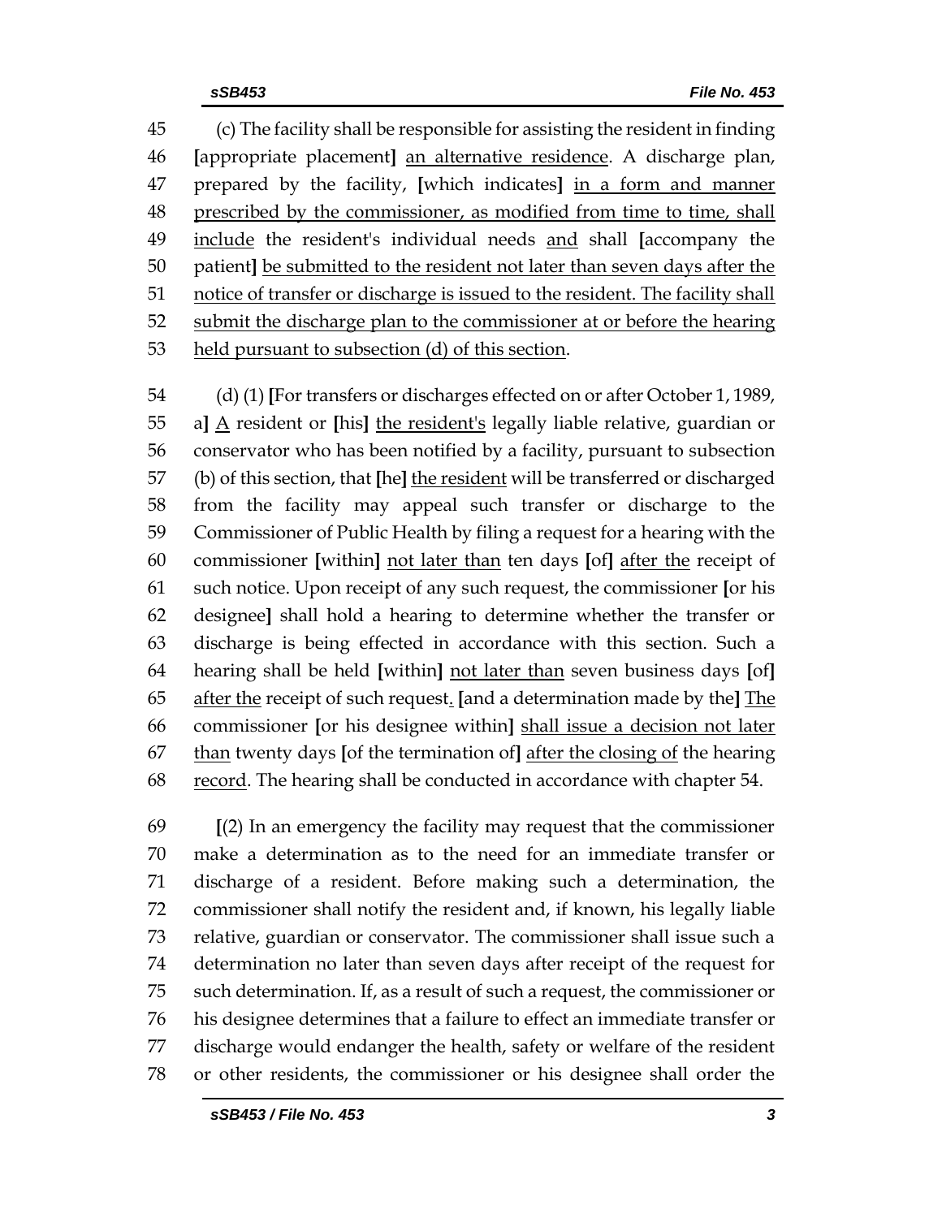45 (c) The facility shall be responsible for assisting the resident in finding
46 [appropriate placement] <u>an alternative residence</u>. A discharge plan,
47 prepared by the facility, [which indicates] <u>in a form and manner</u>
48 <u>prescribed by the commissioner, as modified from time to time, shall</u>
49 <u>include</u> the resident's individual needs <u>and</u> shall [accompany the
50 patient] <u>be submitted to the resident not later than seven days after the</u>
51 <u>notice of transfer or discharge is issued to the resident. The facility shall</u>
52 <u>submit the discharge plan to the commissioner at or before the hearing</u>
53 <u>held pursuant to subsection (d) of this section</u>.

54 (d) (1) [For transfers or discharges effected on or after October 1, 1989,
55 a] <u>A</u> resident or [his] <u>the resident's</u> legally liable relative, guardian or
56 conservator who has been notified by a facility, pursuant to subsection
57 (b) of this section, that [he] <u>the resident</u> will be transferred or discharged
58 from the facility may appeal such transfer or discharge to the
59 Commissioner of Public Health by filing a request for a hearing with the
60 commissioner [within] <u>not later than</u> ten days [of] <u>after the</u> receipt of
61 such notice. Upon receipt of any such request, the commissioner [or his
62 designee] shall hold a hearing to determine whether the transfer or
63 discharge is being effected in accordance with this section. Such a
64 hearing shall be held [within] <u>not later than</u> seven business days [of]
65 <u>after the</u> receipt of such request<u>.</u> [and a determination made by the] <u>The</u>
66 commissioner [or his designee within] <u>shall issue a decision not later</u>
67 <u>than</u> twenty days [of the termination of] <u>after the closing of</u> the hearing
68 <u>record</u>. The hearing shall be conducted in accordance with chapter 54.

69 [(2) In an emergency the facility may request that the commissioner
70 make a determination as to the need for an immediate transfer or
71 discharge of a resident. Before making such a determination, the
72 commissioner shall notify the resident and, if known, his legally liable
73 relative, guardian or conservator. The commissioner shall issue such a
74 determination no later than seven days after receipt of the request for
75 such determination. If, as a result of such a request, the commissioner or
76 his designee determines that a failure to effect an immediate transfer or
77 discharge would endanger the health, safety or welfare of the resident
78 or other residents, the commissioner or his designee shall order the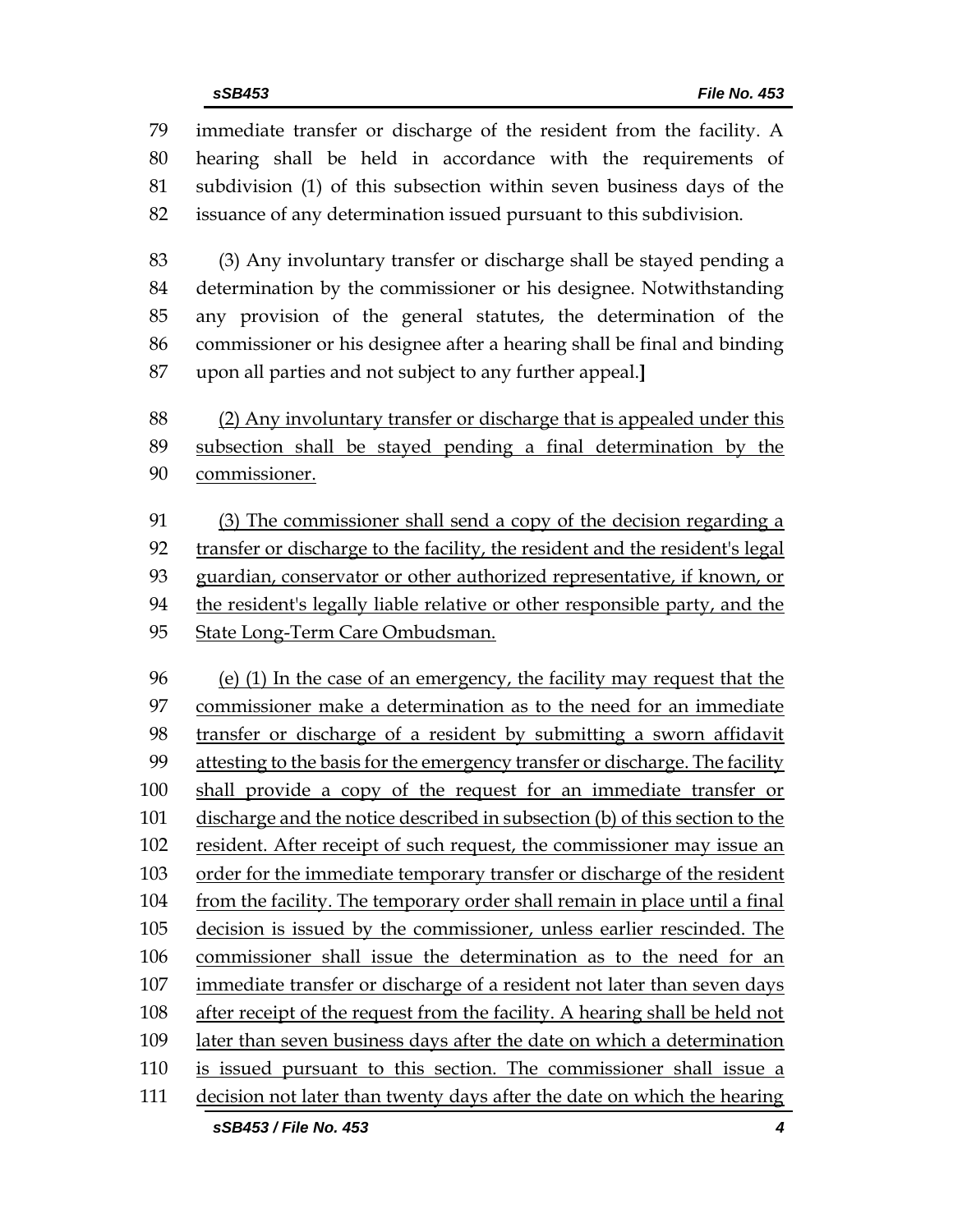immediate transfer or discharge of the resident from the facility. A hearing shall be held in accordance with the requirements of subdivision (1) of this subsection within seven business days of the issuance of any determination issued pursuant to this subdivision.

(3) Any involuntary transfer or discharge shall be stayed pending a determination by the commissioner or his designee. Notwithstanding any provision of the general statutes, the determination of the commissioner or his designee after a hearing shall be final and binding upon all parties and not subject to any further appeal.**]**

<u>(2) Any involuntary transfer or discharge that is appealed under this subsection shall be stayed pending a final determination by the commissioner.</u>

<u>(3) The commissioner shall send a copy of the decision regarding a transfer or discharge to the facility, the resident and the resident's legal guardian, conservator or other authorized representative, if known, or the resident's legally liable relative or other responsible party, and the State Long-Term Care Ombudsman.</u>

<u>(e) (1) In the case of an emergency, the facility may request that the commissioner make a determination as to the need for an immediate transfer or discharge of a resident by submitting a sworn affidavit attesting to the basis for the emergency transfer or discharge. The facility shall provide a copy of the request for an immediate transfer or discharge and the notice described in subsection (b) of this section to the resident. After receipt of such request, the commissioner may issue an order for the immediate temporary transfer or discharge of the resident from the facility. The temporary order shall remain in place until a final decision is issued by the commissioner, unless earlier rescinded. The commissioner shall issue the determination as to the need for an immediate transfer or discharge of a resident not later than seven days after receipt of the request from the facility. A hearing shall be held not later than seven business days after the date on which a determination is issued pursuant to this section. The commissioner shall issue a decision not later than twenty days after the date on which the hearing</u>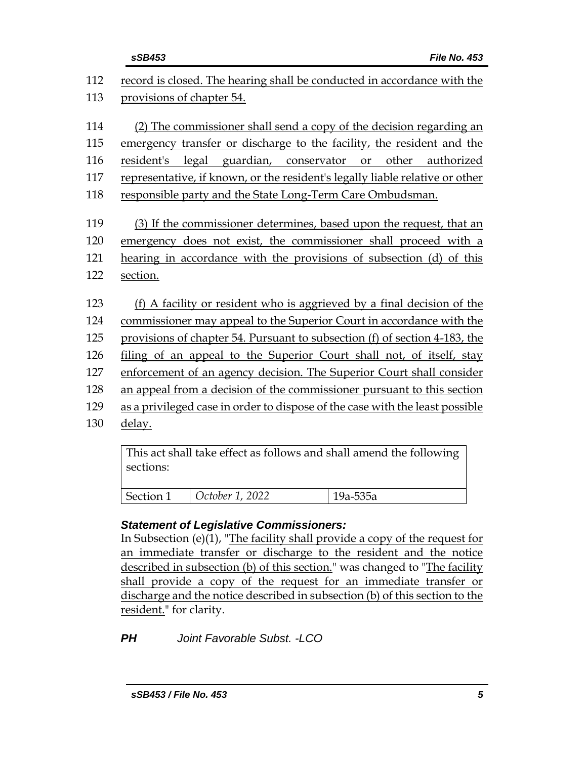112 record is closed. The hearing shall be conducted in accordance with the
113 provisions of chapter 54.

114 (2) The commissioner shall send a copy of the decision regarding an
115 emergency transfer or discharge to the facility, the resident and the
116 resident's legal guardian, conservator or other authorized
117 representative, if known, or the resident's legally liable relative or other
118 responsible party and the State Long-Term Care Ombudsman.

119 (3) If the commissioner determines, based upon the request, that an
120 emergency does not exist, the commissioner shall proceed with a
121 hearing in accordance with the provisions of subsection (d) of this
122 section.

123 (f) A facility or resident who is aggrieved by a final decision of the
124 commissioner may appeal to the Superior Court in accordance with the
125 provisions of chapter 54. Pursuant to subsection (f) of section 4-183, the
126 filing of an appeal to the Superior Court shall not, of itself, stay
127 enforcement of an agency decision. The Superior Court shall consider
128 an appeal from a decision of the commissioner pursuant to this section
129 as a privileged case in order to dispose of the case with the least possible
130 delay.

| This act shall take effect as follows and shall amend the following sections: | | |
|---|---|---|
| Section 1 | *October 1, 2022* | 19a-535a |

***Statement of Legislative Commissioners:***

In Subsection (e)(1), "The facility shall provide a copy of the request for an immediate transfer or discharge to the resident and the notice described in subsection (b) of this section." was changed to "The facility shall provide a copy of the request for an immediate transfer or discharge and the notice described in subsection (b) of this section to the resident." for clarity.

***PH*** *Joint Favorable Subst. -LCO*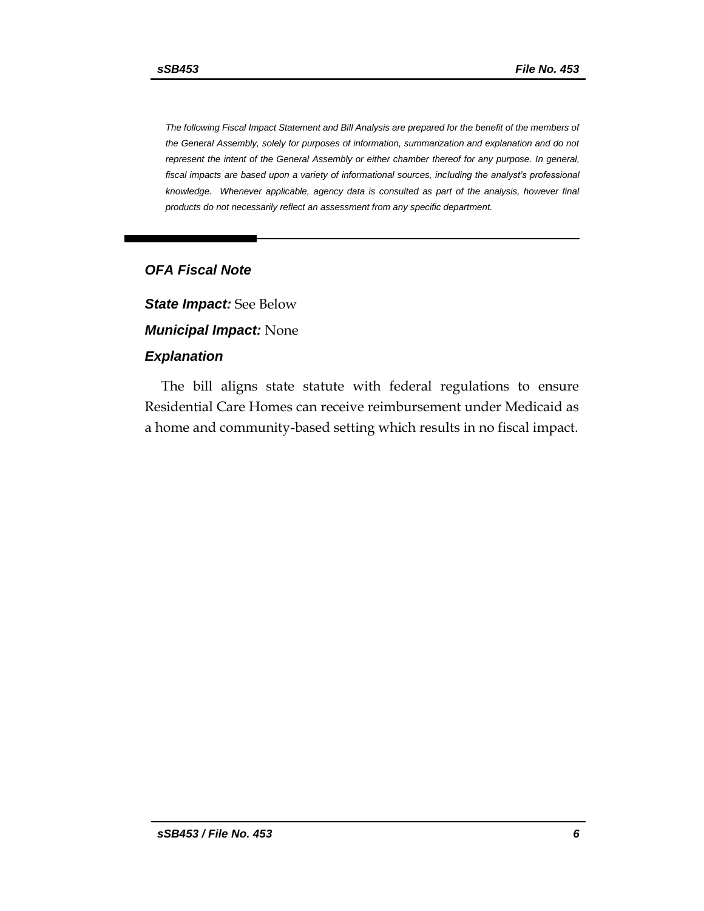*The following Fiscal Impact Statement and Bill Analysis are prepared for the benefit of the members of the General Assembly, solely for purposes of information, summarization and explanation and do not represent the intent of the General Assembly or either chamber thereof for any purpose. In general, fiscal impacts are based upon a variety of informational sources, including the analyst's professional knowledge. Whenever applicable, agency data is consulted as part of the analysis, however final products do not necessarily reflect an assessment from any specific department.*

---

## *OFA Fiscal Note*

***State Impact:*** See Below

***Municipal Impact:*** None

### *Explanation*

The bill aligns state statute with federal regulations to ensure Residential Care Homes can receive reimbursement under Medicaid as a home and community-based setting which results in no fiscal impact.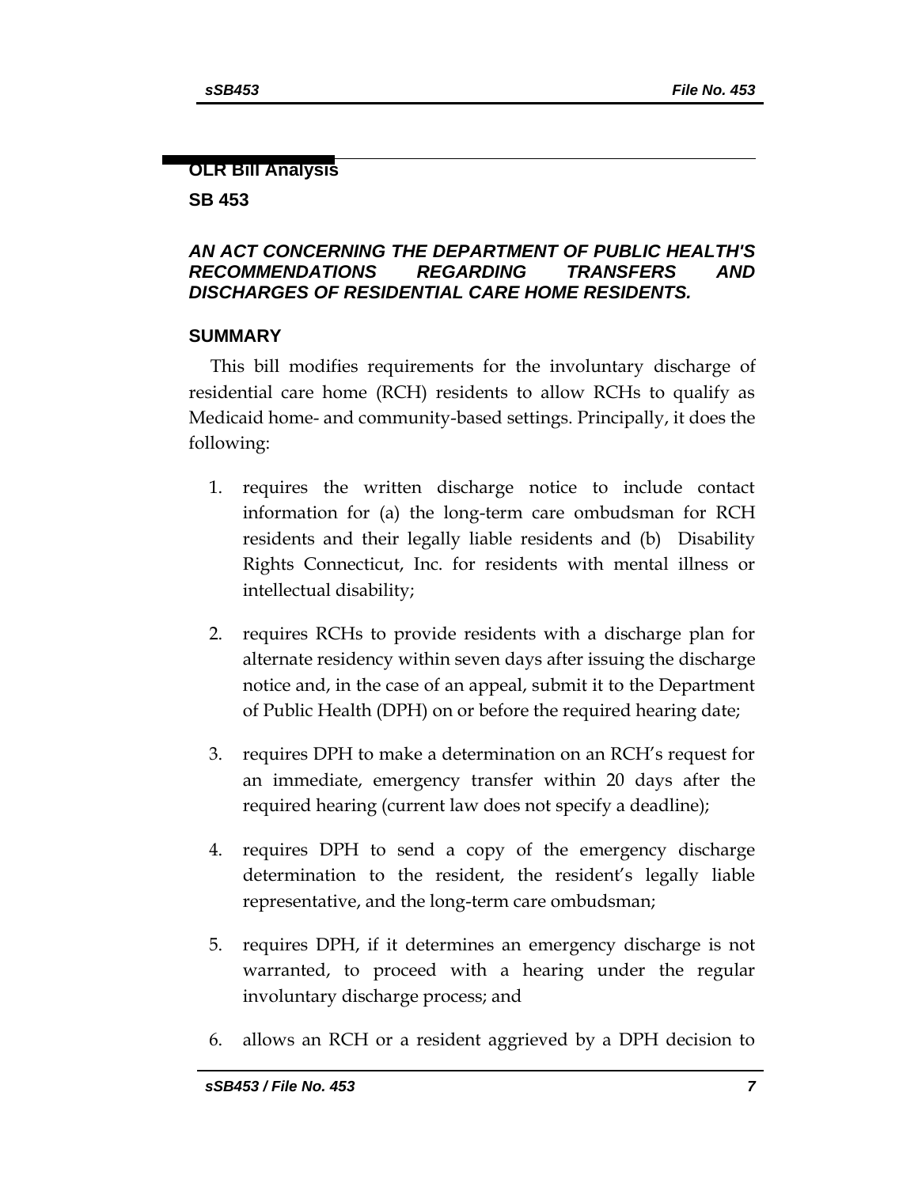## OLR Bill Analysis

## SB 453

### *AN ACT CONCERNING THE DEPARTMENT OF PUBLIC HEALTH'S RECOMMENDATIONS REGARDING TRANSFERS AND DISCHARGES OF RESIDENTIAL CARE HOME RESIDENTS.*

### SUMMARY

This bill modifies requirements for the involuntary discharge of residential care home (RCH) residents to allow RCHs to qualify as Medicaid home- and community-based settings. Principally, it does the following:

1. requires the written discharge notice to include contact information for (a) the long-term care ombudsman for RCH residents and their legally liable residents and (b) Disability Rights Connecticut, Inc. for residents with mental illness or intellectual disability;

2. requires RCHs to provide residents with a discharge plan for alternate residency within seven days after issuing the discharge notice and, in the case of an appeal, submit it to the Department of Public Health (DPH) on or before the required hearing date;

3. requires DPH to make a determination on an RCH's request for an immediate, emergency transfer within 20 days after the required hearing (current law does not specify a deadline);

4. requires DPH to send a copy of the emergency discharge determination to the resident, the resident's legally liable representative, and the long-term care ombudsman;

5. requires DPH, if it determines an emergency discharge is not warranted, to proceed with a hearing under the regular involuntary discharge process; and

6. allows an RCH or a resident aggrieved by a DPH decision to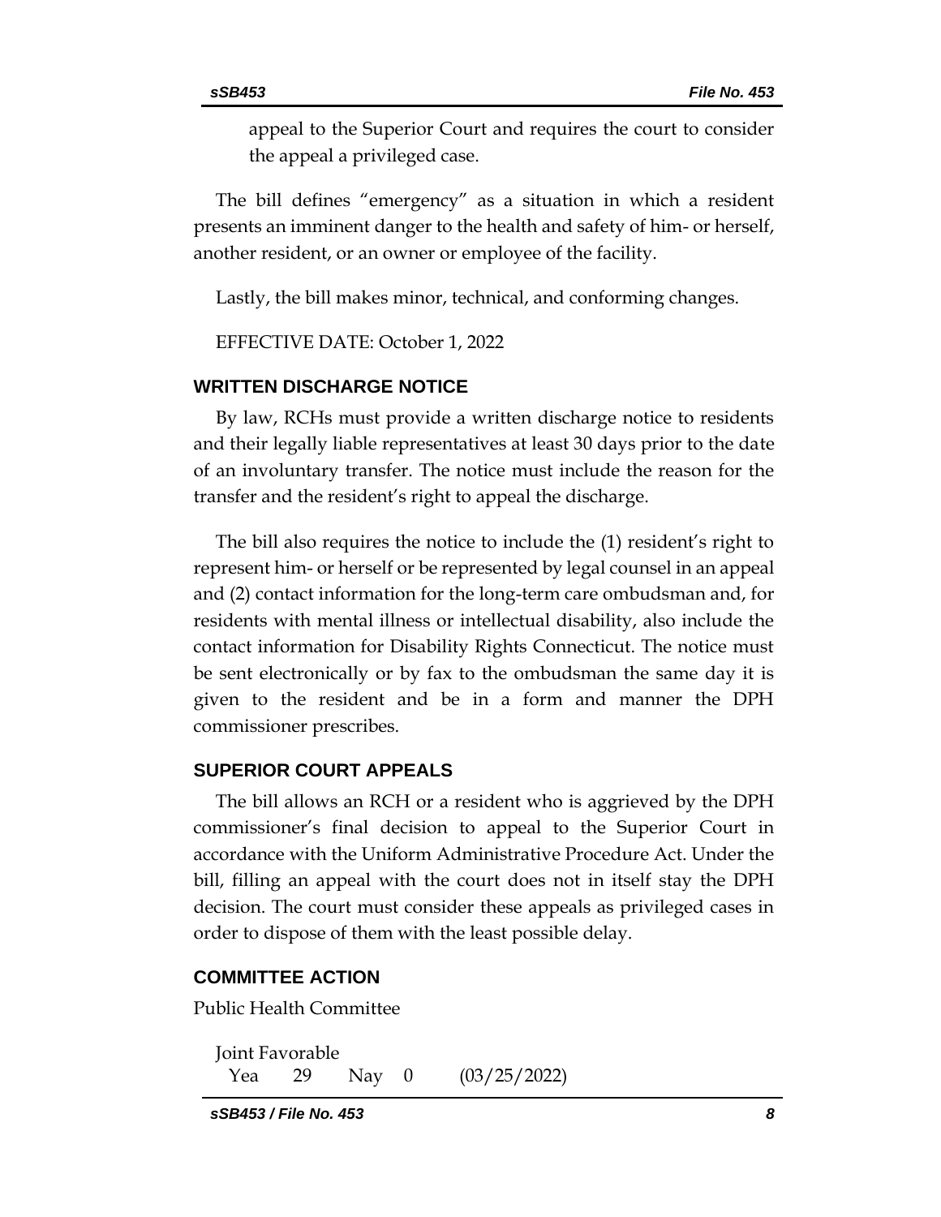appeal to the Superior Court and requires the court to consider the appeal a privileged case.

The bill defines "emergency" as a situation in which a resident presents an imminent danger to the health and safety of him- or herself, another resident, or an owner or employee of the facility.

Lastly, the bill makes minor, technical, and conforming changes.

EFFECTIVE DATE: October 1, 2022

## WRITTEN DISCHARGE NOTICE

By law, RCHs must provide a written discharge notice to residents and their legally liable representatives at least 30 days prior to the date of an involuntary transfer. The notice must include the reason for the transfer and the resident's right to appeal the discharge.

The bill also requires the notice to include the (1) resident's right to represent him- or herself or be represented by legal counsel in an appeal and (2) contact information for the long-term care ombudsman and, for residents with mental illness or intellectual disability, also include the contact information for Disability Rights Connecticut. The notice must be sent electronically or by fax to the ombudsman the same day it is given to the resident and be in a form and manner the DPH commissioner prescribes.

## SUPERIOR COURT APPEALS

The bill allows an RCH or a resident who is aggrieved by the DPH commissioner's final decision to appeal to the Superior Court in accordance with the Uniform Administrative Procedure Act. Under the bill, filling an appeal with the court does not in itself stay the DPH decision. The court must consider these appeals as privileged cases in order to dispose of them with the least possible delay.

## COMMITTEE ACTION

Public Health Committee

| | | | | |
|---|---|---|---|---|
| Joint Favorable | | | | |
| Yea | 29 | Nay | 0 | (03/25/2022) |